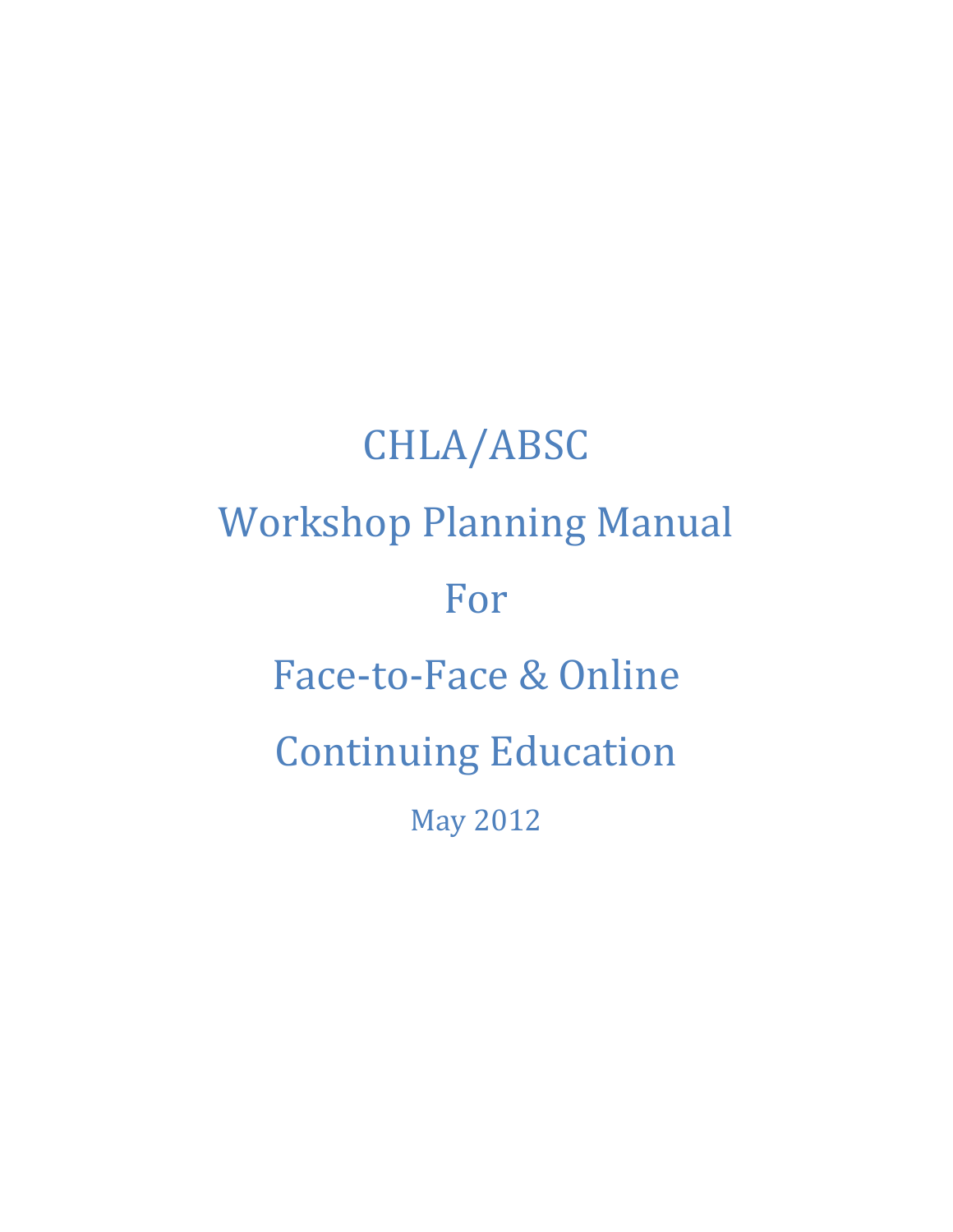# CHLA/ABSC

# Workshop Planning Manual

# For

# Face-to-Face & Online

# Continuing Education

May 2012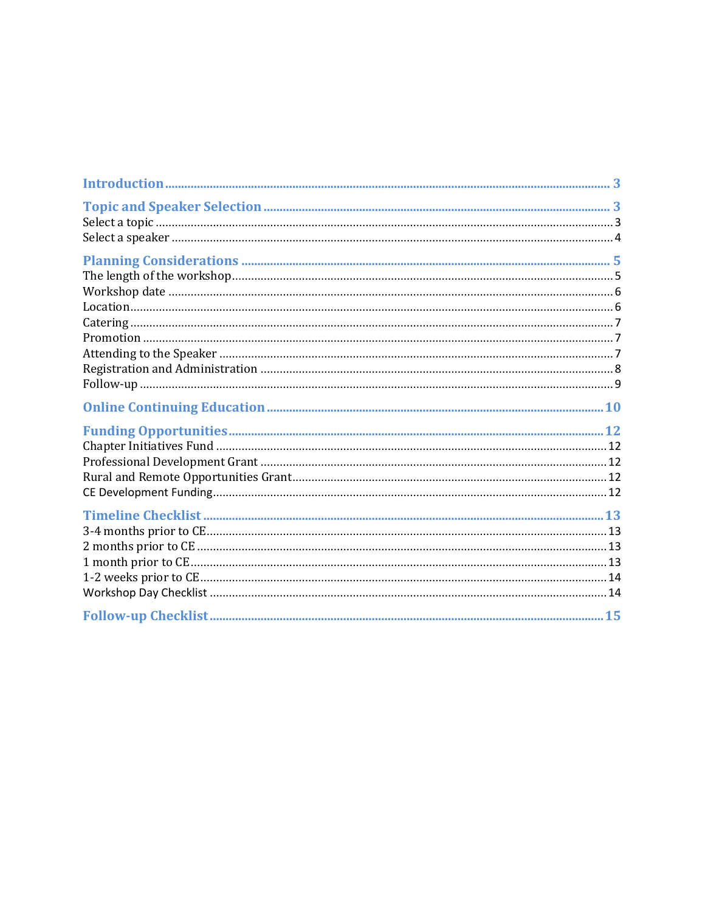**Introduction** ........................................ 3

**Topic and Speaker Selection** ........................................ 3

Select a topic ........................................ 3

Select a speaker ........................................ 4

**Planning Considerations** ........................................ 5

The length of the workshop ........................................ 5

Workshop date ........................................ 6

Location ........................................ 6

Catering ........................................ 7

Promotion ........................................ 7

Attending to the Speaker ........................................ 7

Registration and Administration ........................................ 8

Follow-up ........................................ 9

**Online Continuing Education** ........................................ 10

**Funding Opportunities** ........................................ 12

Chapter Initiatives Fund ........................................ 12

Professional Development Grant ........................................ 12

Rural and Remote Opportunities Grant ........................................ 12

CE Development Funding ........................................ 12

**Timeline Checklist** ........................................ 13

3-4 months prior to CE ........................................ 13

2 months prior to CE ........................................ 13

1 month prior to CE ........................................ 13

1-2 weeks prior to CE ........................................ 14

Workshop Day Checklist ........................................ 14

**Follow-up Checklist** ........................................ 15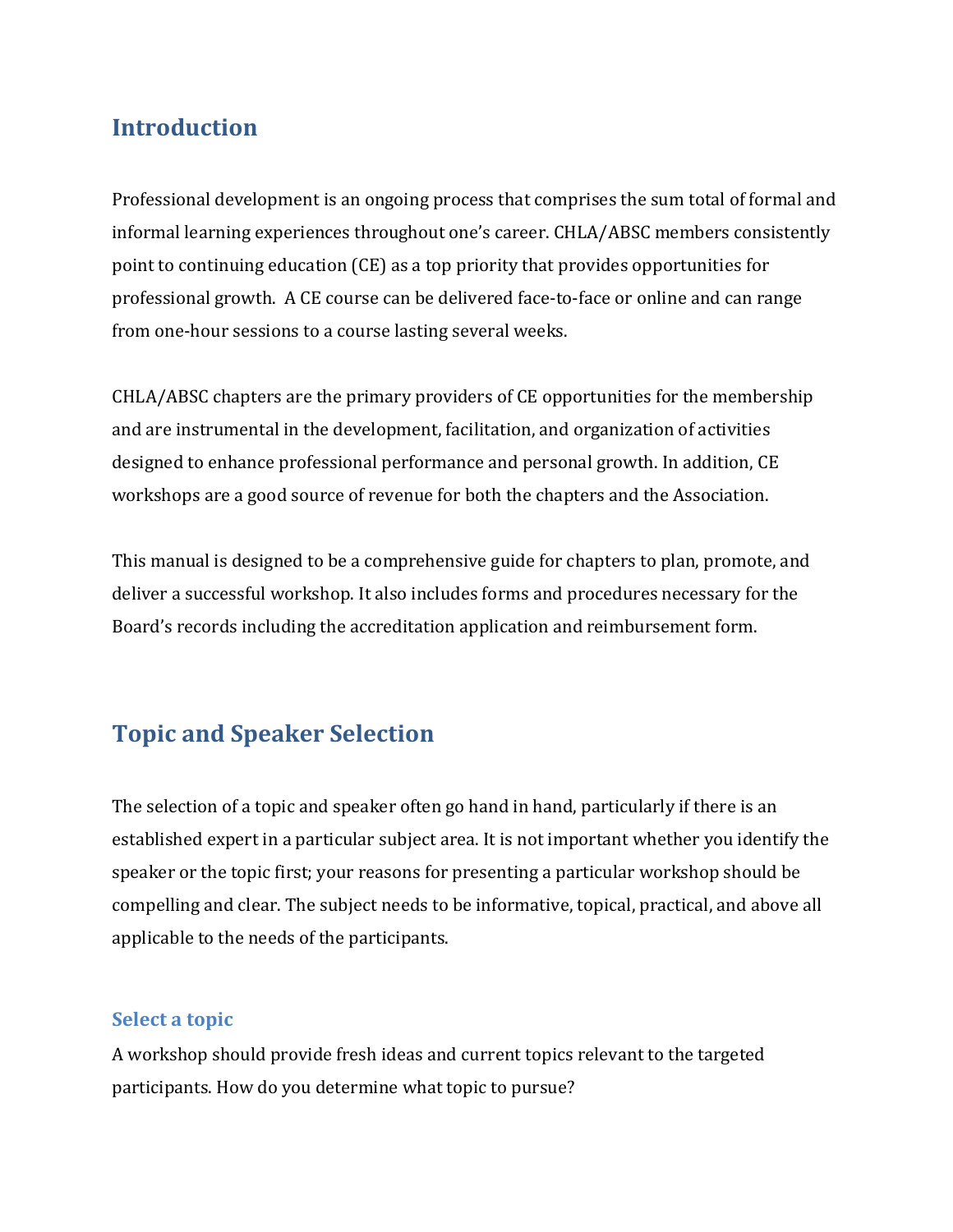## Introduction

Professional development is an ongoing process that comprises the sum total of formal and informal learning experiences throughout one's career. CHLA/ABSC members consistently point to continuing education (CE) as a top priority that provides opportunities for professional growth. A CE course can be delivered face-to-face or online and can range from one-hour sessions to a course lasting several weeks.

CHLA/ABSC chapters are the primary providers of CE opportunities for the membership and are instrumental in the development, facilitation, and organization of activities designed to enhance professional performance and personal growth. In addition, CE workshops are a good source of revenue for both the chapters and the Association.

This manual is designed to be a comprehensive guide for chapters to plan, promote, and deliver a successful workshop. It also includes forms and procedures necessary for the Board's records including the accreditation application and reimbursement form.

## Topic and Speaker Selection

The selection of a topic and speaker often go hand in hand, particularly if there is an established expert in a particular subject area. It is not important whether you identify the speaker or the topic first; your reasons for presenting a particular workshop should be compelling and clear. The subject needs to be informative, topical, practical, and above all applicable to the needs of the participants.

### Select a topic

A workshop should provide fresh ideas and current topics relevant to the targeted participants. How do you determine what topic to pursue?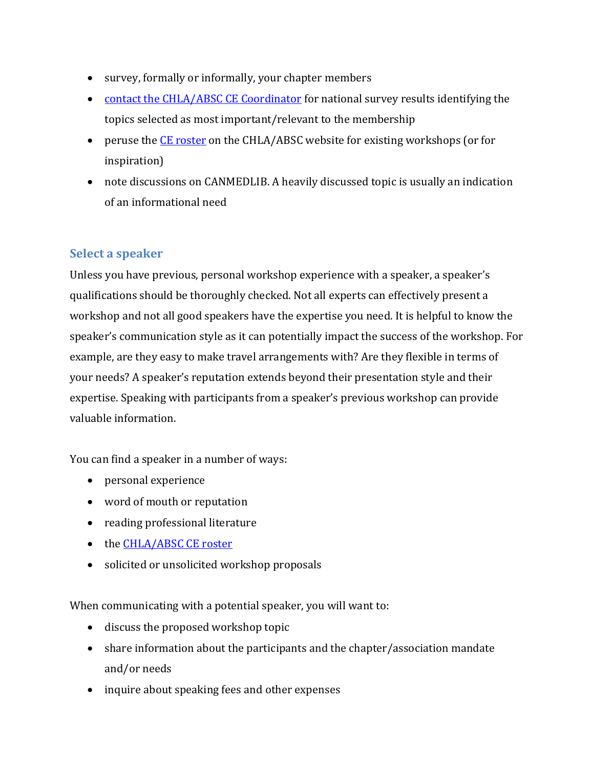- survey, formally or informally, your chapter members
- contact the CHLA/ABSC CE Coordinator for national survey results identifying the topics selected as most important/relevant to the membership
- peruse the CE roster on the CHLA/ABSC website for existing workshops (or for inspiration)
- note discussions on CANMEDLIB. A heavily discussed topic is usually an indication of an informational need

## Select a speaker

Unless you have previous, personal workshop experience with a speaker, a speaker's qualifications should be thoroughly checked. Not all experts can effectively present a workshop and not all good speakers have the expertise you need. It is helpful to know the speaker's communication style as it can potentially impact the success of the workshop. For example, are they easy to make travel arrangements with? Are they flexible in terms of your needs? A speaker's reputation extends beyond their presentation style and their expertise. Speaking with participants from a speaker's previous workshop can provide valuable information.

You can find a speaker in a number of ways:

- personal experience
- word of mouth or reputation
- reading professional literature
- the CHLA/ABSC CE roster
- solicited or unsolicited workshop proposals

When communicating with a potential speaker, you will want to:

- discuss the proposed workshop topic
- share information about the participants and the chapter/association mandate and/or needs
- inquire about speaking fees and other expenses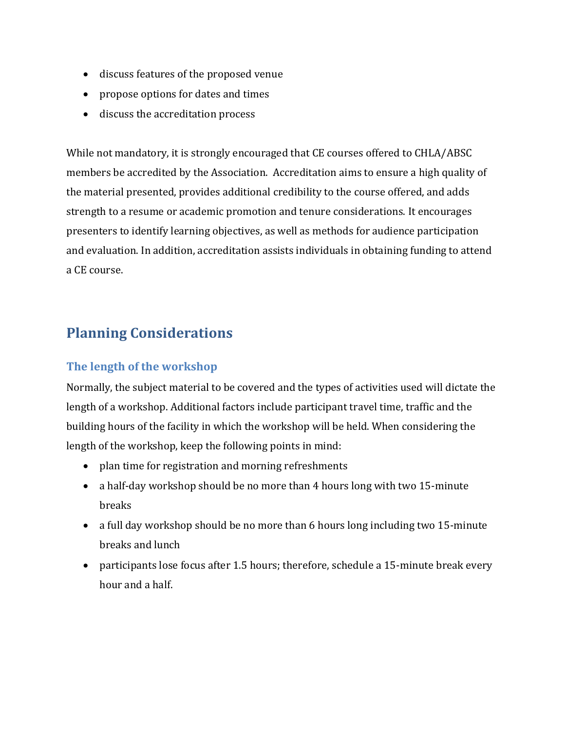- discuss features of the proposed venue
- propose options for dates and times
- discuss the accreditation process

While not mandatory, it is strongly encouraged that CE courses offered to CHLA/ABSC members be accredited by the Association. Accreditation aims to ensure a high quality of the material presented, provides additional credibility to the course offered, and adds strength to a resume or academic promotion and tenure considerations. It encourages presenters to identify learning objectives, as well as methods for audience participation and evaluation. In addition, accreditation assists individuals in obtaining funding to attend a CE course.

## Planning Considerations

### The length of the workshop

Normally, the subject material to be covered and the types of activities used will dictate the length of a workshop. Additional factors include participant travel time, traffic and the building hours of the facility in which the workshop will be held. When considering the length of the workshop, keep the following points in mind:

- plan time for registration and morning refreshments
- a half-day workshop should be no more than 4 hours long with two 15-minute breaks
- a full day workshop should be no more than 6 hours long including two 15-minute breaks and lunch
- participants lose focus after 1.5 hours; therefore, schedule a 15-minute break every hour and a half.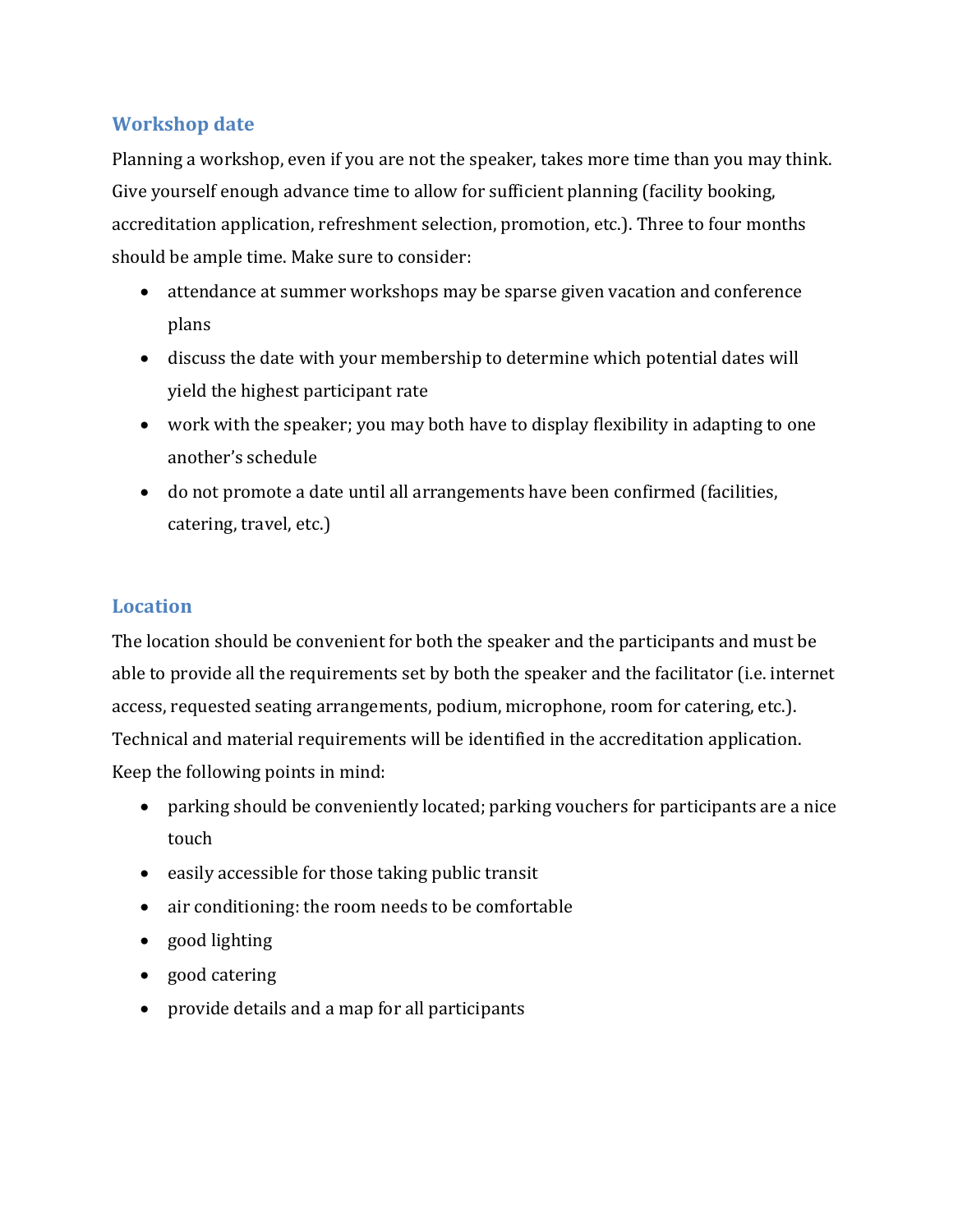## Workshop date

Planning a workshop, even if you are not the speaker, takes more time than you may think. Give yourself enough advance time to allow for sufficient planning (facility booking, accreditation application, refreshment selection, promotion, etc.). Three to four months should be ample time. Make sure to consider:

- attendance at summer workshops may be sparse given vacation and conference plans
- discuss the date with your membership to determine which potential dates will yield the highest participant rate
- work with the speaker; you may both have to display flexibility in adapting to one another's schedule
- do not promote a date until all arrangements have been confirmed (facilities, catering, travel, etc.)

## Location

The location should be convenient for both the speaker and the participants and must be able to provide all the requirements set by both the speaker and the facilitator (i.e. internet access, requested seating arrangements, podium, microphone, room for catering, etc.). Technical and material requirements will be identified in the accreditation application. Keep the following points in mind:

- parking should be conveniently located; parking vouchers for participants are a nice touch
- easily accessible for those taking public transit
- air conditioning: the room needs to be comfortable
- good lighting
- good catering
- provide details and a map for all participants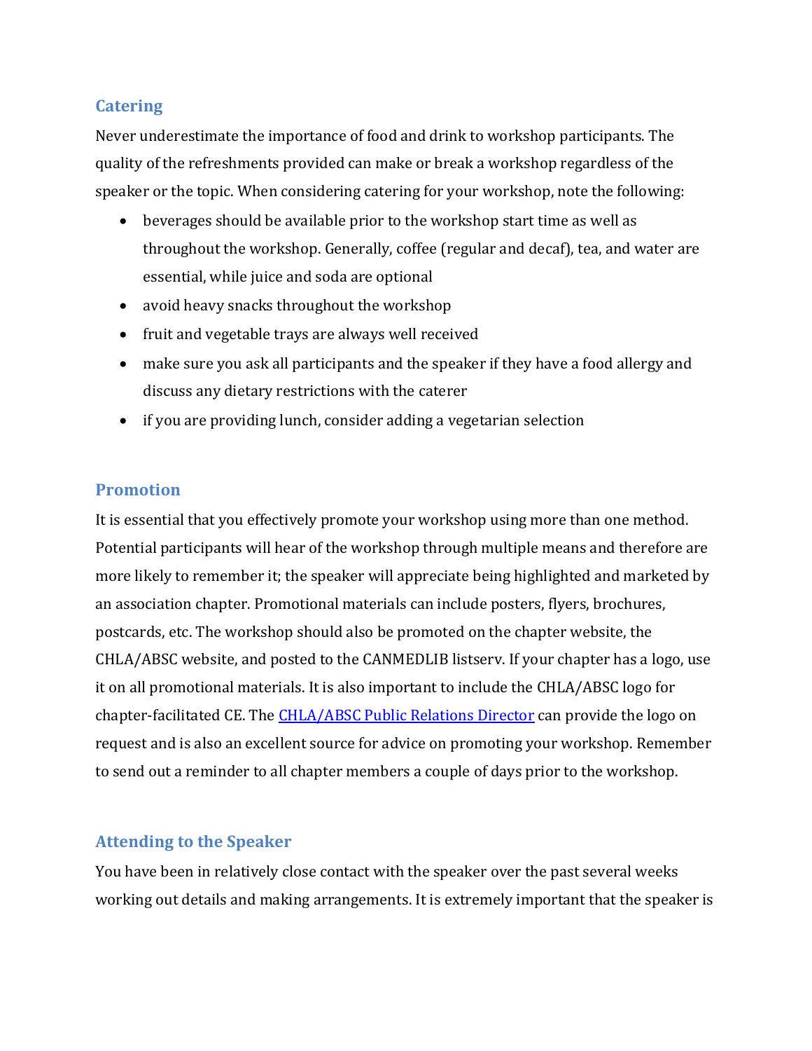### Catering

Never underestimate the importance of food and drink to workshop participants. The quality of the refreshments provided can make or break a workshop regardless of the speaker or the topic. When considering catering for your workshop, note the following:

- beverages should be available prior to the workshop start time as well as throughout the workshop. Generally, coffee (regular and decaf), tea, and water are essential, while juice and soda are optional
- avoid heavy snacks throughout the workshop
- fruit and vegetable trays are always well received
- make sure you ask all participants and the speaker if they have a food allergy and discuss any dietary restrictions with the caterer
- if you are providing lunch, consider adding a vegetarian selection

### Promotion

It is essential that you effectively promote your workshop using more than one method. Potential participants will hear of the workshop through multiple means and therefore are more likely to remember it; the speaker will appreciate being highlighted and marketed by an association chapter. Promotional materials can include posters, flyers, brochures, postcards, etc. The workshop should also be promoted on the chapter website, the CHLA/ABSC website, and posted to the CANMEDLIB listserv. If your chapter has a logo, use it on all promotional materials. It is also important to include the CHLA/ABSC logo for chapter-facilitated CE. The CHLA/ABSC Public Relations Director can provide the logo on request and is also an excellent source for advice on promoting your workshop. Remember to send out a reminder to all chapter members a couple of days prior to the workshop.

### Attending to the Speaker

You have been in relatively close contact with the speaker over the past several weeks working out details and making arrangements. It is extremely important that the speaker is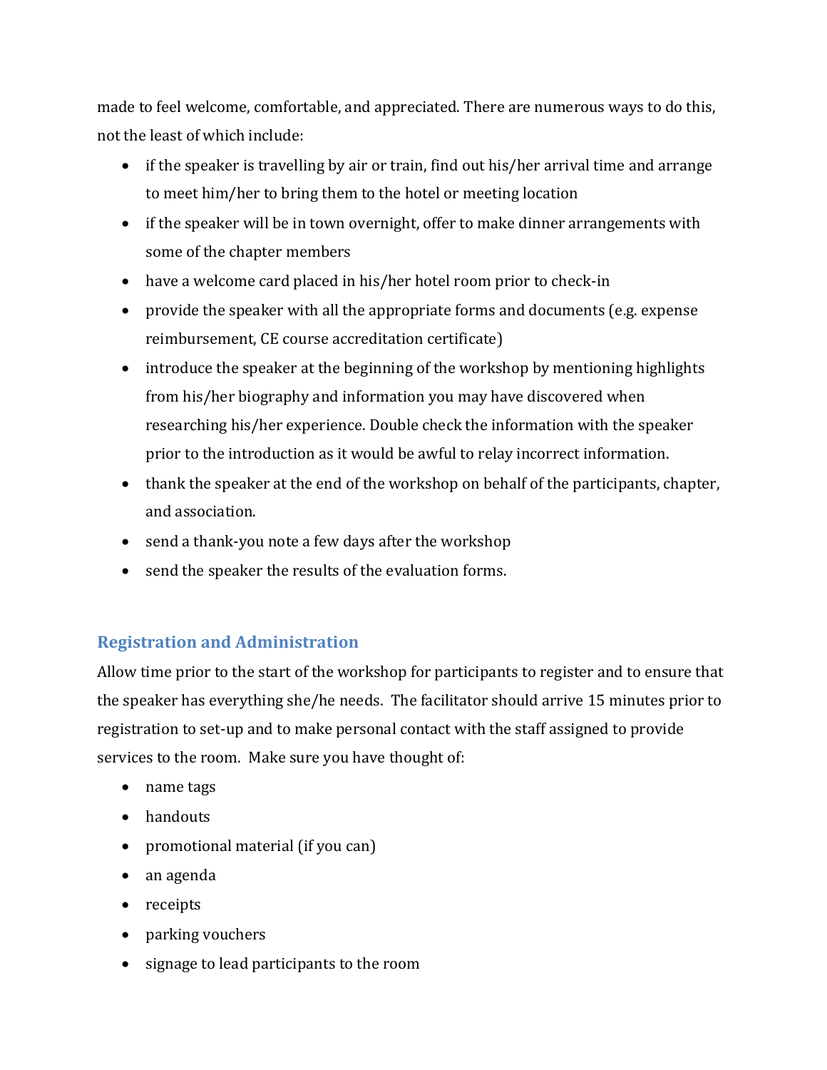made to feel welcome, comfortable, and appreciated. There are numerous ways to do this, not the least of which include:

- if the speaker is travelling by air or train, find out his/her arrival time and arrange to meet him/her to bring them to the hotel or meeting location
- if the speaker will be in town overnight, offer to make dinner arrangements with some of the chapter members
- have a welcome card placed in his/her hotel room prior to check-in
- provide the speaker with all the appropriate forms and documents (e.g. expense reimbursement, CE course accreditation certificate)
- introduce the speaker at the beginning of the workshop by mentioning highlights from his/her biography and information you may have discovered when researching his/her experience. Double check the information with the speaker prior to the introduction as it would be awful to relay incorrect information.
- thank the speaker at the end of the workshop on behalf of the participants, chapter, and association.
- send a thank-you note a few days after the workshop
- send the speaker the results of the evaluation forms.

## Registration and Administration

Allow time prior to the start of the workshop for participants to register and to ensure that the speaker has everything she/he needs. The facilitator should arrive 15 minutes prior to registration to set-up and to make personal contact with the staff assigned to provide services to the room. Make sure you have thought of:

- name tags
- handouts
- promotional material (if you can)
- an agenda
- receipts
- parking vouchers
- signage to lead participants to the room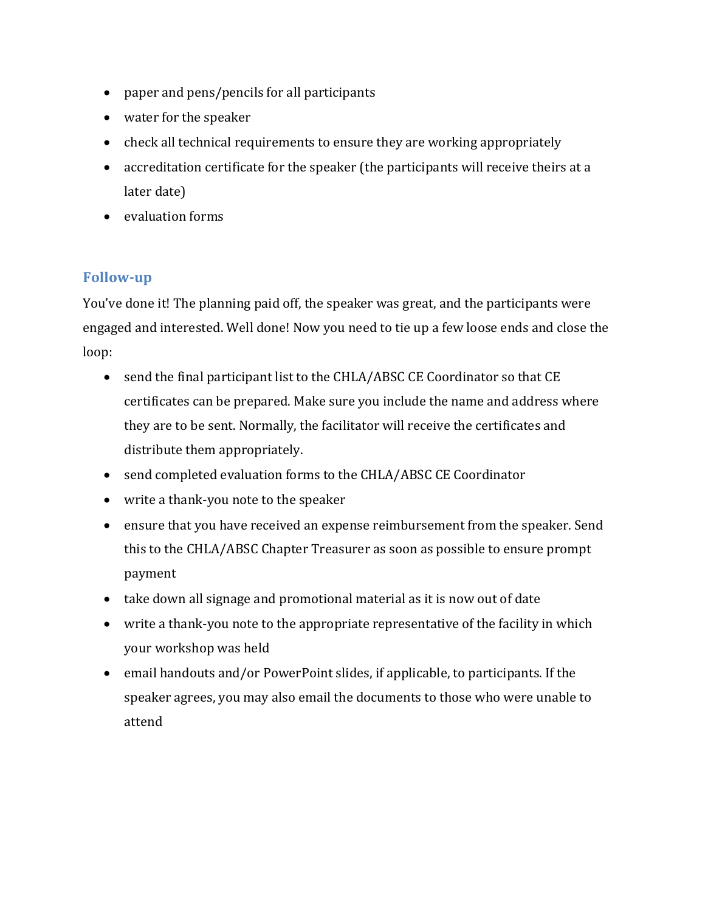- paper and pens/pencils for all participants
- water for the speaker
- check all technical requirements to ensure they are working appropriately
- accreditation certificate for the speaker (the participants will receive theirs at a later date)
- evaluation forms

## Follow-up

You've done it! The planning paid off, the speaker was great, and the participants were engaged and interested. Well done! Now you need to tie up a few loose ends and close the loop:

- send the final participant list to the CHLA/ABSC CE Coordinator so that CE certificates can be prepared. Make sure you include the name and address where they are to be sent. Normally, the facilitator will receive the certificates and distribute them appropriately.
- send completed evaluation forms to the CHLA/ABSC CE Coordinator
- write a thank-you note to the speaker
- ensure that you have received an expense reimbursement from the speaker. Send this to the CHLA/ABSC Chapter Treasurer as soon as possible to ensure prompt payment
- take down all signage and promotional material as it is now out of date
- write a thank-you note to the appropriate representative of the facility in which your workshop was held
- email handouts and/or PowerPoint slides, if applicable, to participants. If the speaker agrees, you may also email the documents to those who were unable to attend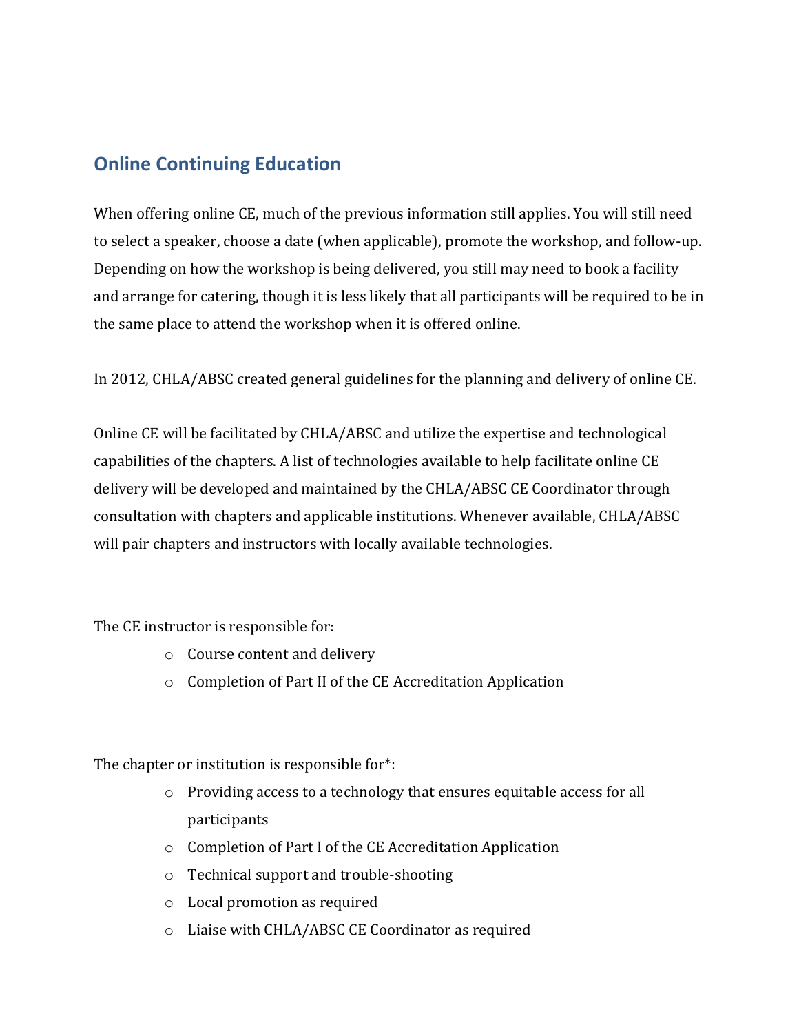## Online Continuing Education

When offering online CE, much of the previous information still applies. You will still need to select a speaker, choose a date (when applicable), promote the workshop, and follow-up. Depending on how the workshop is being delivered, you still may need to book a facility and arrange for catering, though it is less likely that all participants will be required to be in the same place to attend the workshop when it is offered online.

In 2012, CHLA/ABSC created general guidelines for the planning and delivery of online CE.

Online CE will be facilitated by CHLA/ABSC and utilize the expertise and technological capabilities of the chapters. A list of technologies available to help facilitate online CE delivery will be developed and maintained by the CHLA/ABSC CE Coordinator through consultation with chapters and applicable institutions. Whenever available, CHLA/ABSC will pair chapters and instructors with locally available technologies.

The CE instructor is responsible for:

- Course content and delivery
- Completion of Part II of the CE Accreditation Application

The chapter or institution is responsible for*:

- Providing access to a technology that ensures equitable access for all participants
- Completion of Part I of the CE Accreditation Application
- Technical support and trouble-shooting
- Local promotion as required
- Liaise with CHLA/ABSC CE Coordinator as required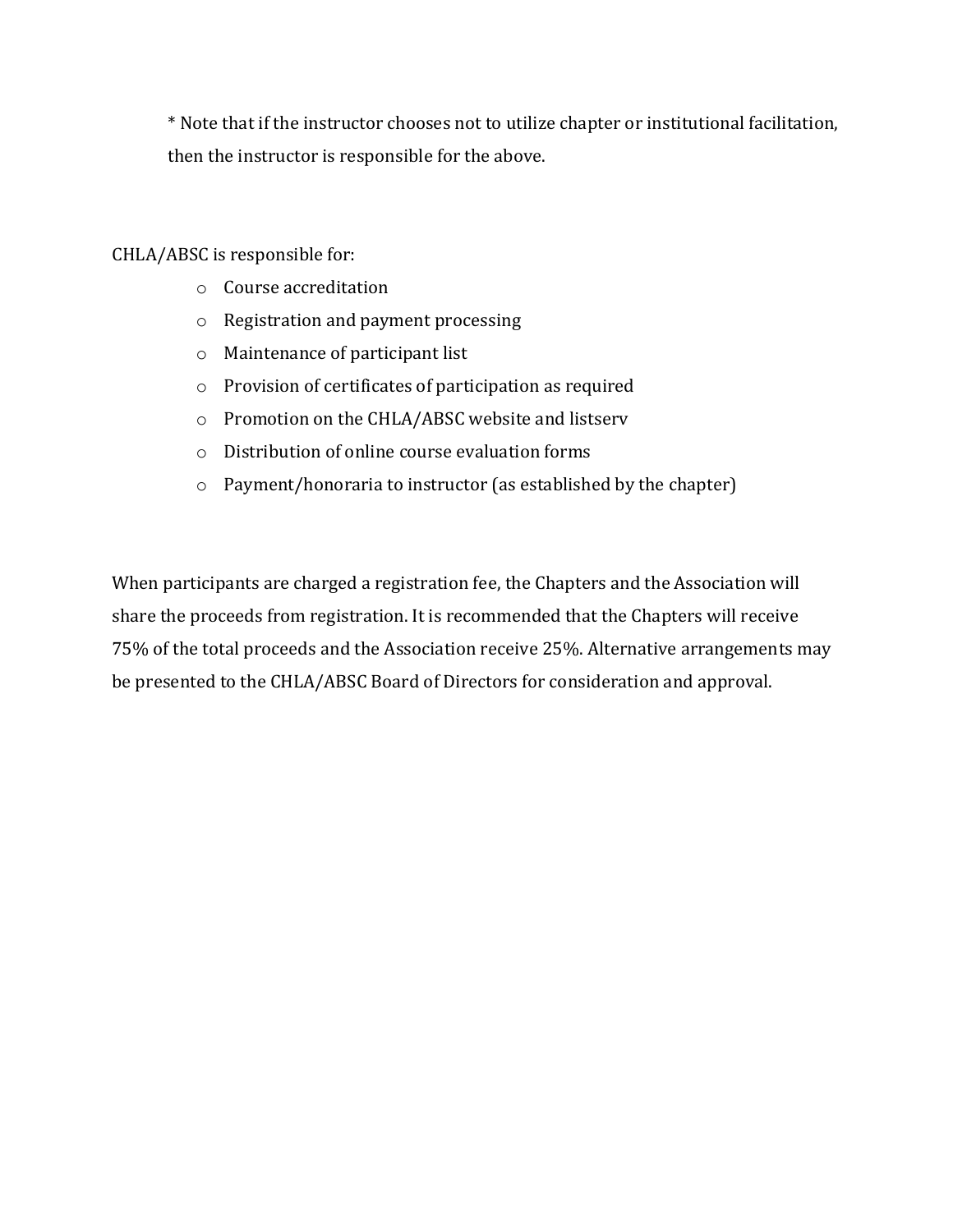* Note that if the instructor chooses not to utilize chapter or institutional facilitation, then the instructor is responsible for the above.

CHLA/ABSC is responsible for:

- Course accreditation
- Registration and payment processing
- Maintenance of participant list
- Provision of certificates of participation as required
- Promotion on the CHLA/ABSC website and listserv
- Distribution of online course evaluation forms
- Payment/honoraria to instructor (as established by the chapter)

When participants are charged a registration fee, the Chapters and the Association will share the proceeds from registration. It is recommended that the Chapters will receive 75% of the total proceeds and the Association receive 25%. Alternative arrangements may be presented to the CHLA/ABSC Board of Directors for consideration and approval.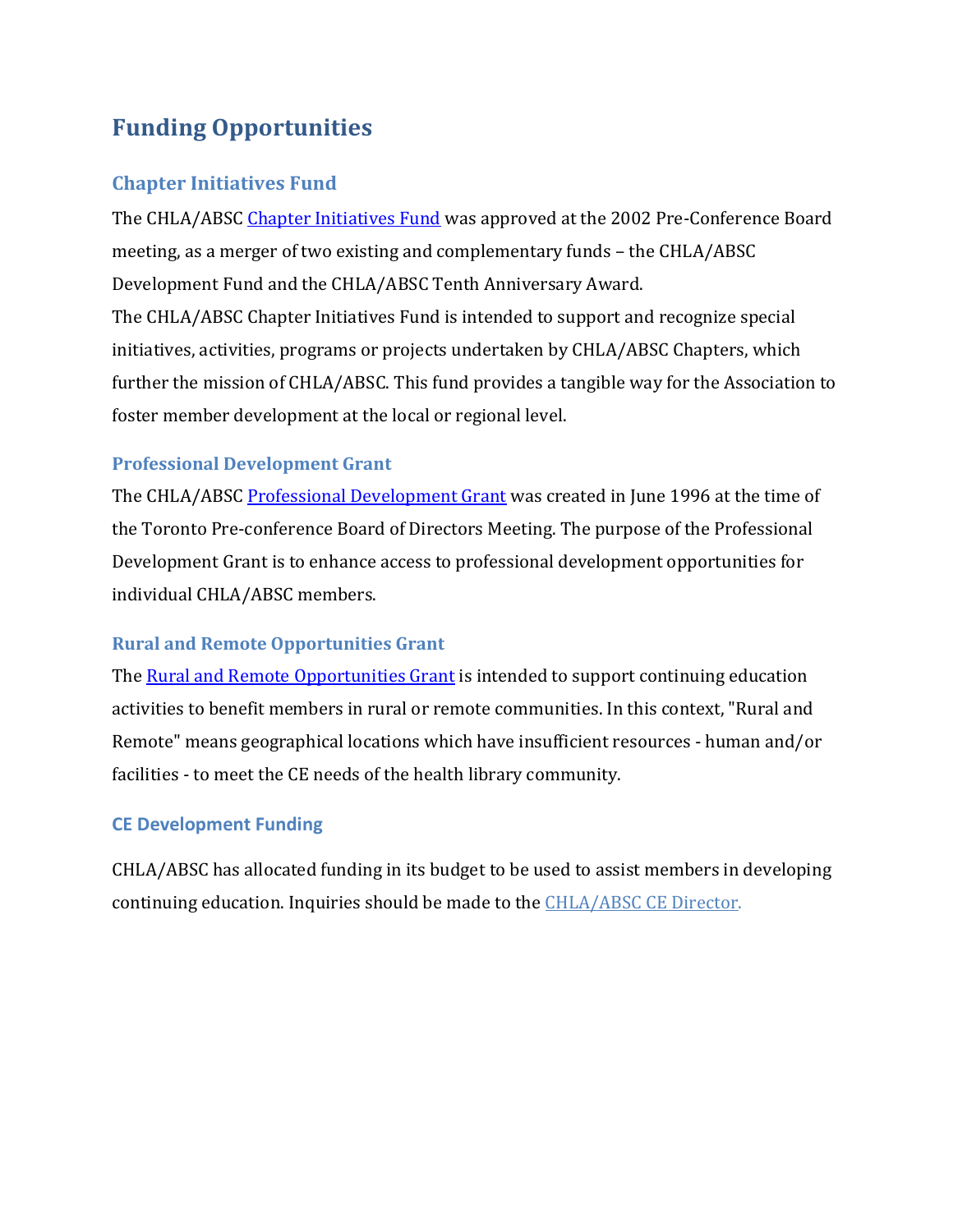# Funding Opportunities

## Chapter Initiatives Fund

The CHLA/ABSC Chapter Initiatives Fund was approved at the 2002 Pre-Conference Board meeting, as a merger of two existing and complementary funds – the CHLA/ABSC Development Fund and the CHLA/ABSC Tenth Anniversary Award.

The CHLA/ABSC Chapter Initiatives Fund is intended to support and recognize special initiatives, activities, programs or projects undertaken by CHLA/ABSC Chapters, which further the mission of CHLA/ABSC. This fund provides a tangible way for the Association to foster member development at the local or regional level.

### Professional Development Grant

The CHLA/ABSC Professional Development Grant was created in June 1996 at the time of the Toronto Pre-conference Board of Directors Meeting. The purpose of the Professional Development Grant is to enhance access to professional development opportunities for individual CHLA/ABSC members.

## Rural and Remote Opportunities Grant

The Rural and Remote Opportunities Grant is intended to support continuing education activities to benefit members in rural or remote communities. In this context, "Rural and Remote" means geographical locations which have insufficient resources - human and/or facilities - to meet the CE needs of the health library community.

### CE Development Funding

CHLA/ABSC has allocated funding in its budget to be used to assist members in developing continuing education. Inquiries should be made to the CHLA/ABSC CE Director.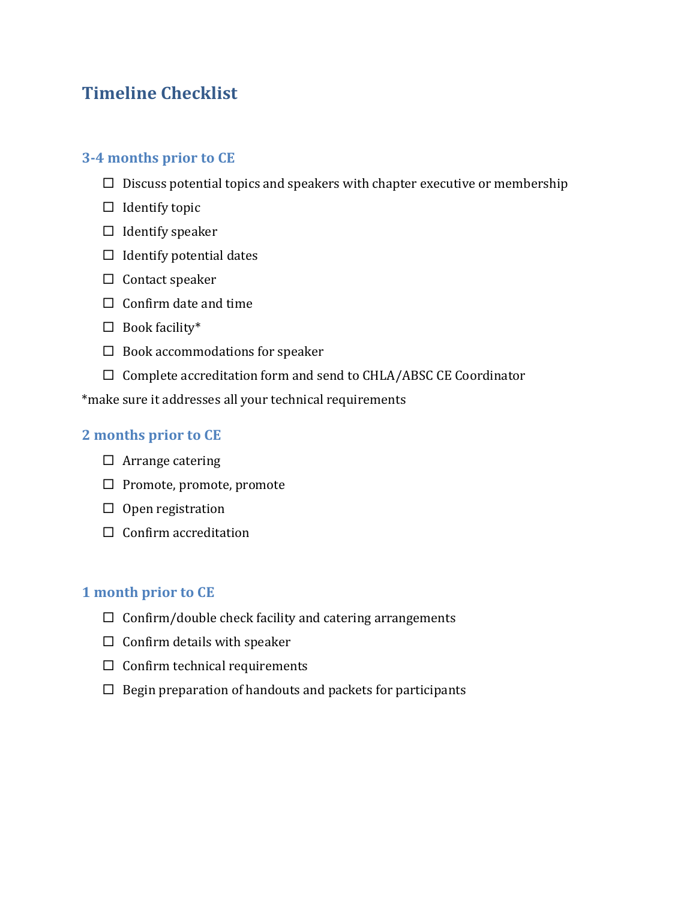# Timeline Checklist

## 3-4 months prior to CE

- ☐ Discuss potential topics and speakers with chapter executive or membership
- ☐ Identify topic
- ☐ Identify speaker
- ☐ Identify potential dates
- ☐ Contact speaker
- ☐ Confirm date and time
- ☐ Book facility*
- ☐ Book accommodations for speaker
- ☐ Complete accreditation form and send to CHLA/ABSC CE Coordinator

*make sure it addresses all your technical requirements

## 2 months prior to CE

- ☐ Arrange catering
- ☐ Promote, promote, promote
- ☐ Open registration
- ☐ Confirm accreditation

## 1 month prior to CE

- ☐ Confirm/double check facility and catering arrangements
- ☐ Confirm details with speaker
- ☐ Confirm technical requirements
- ☐ Begin preparation of handouts and packets for participants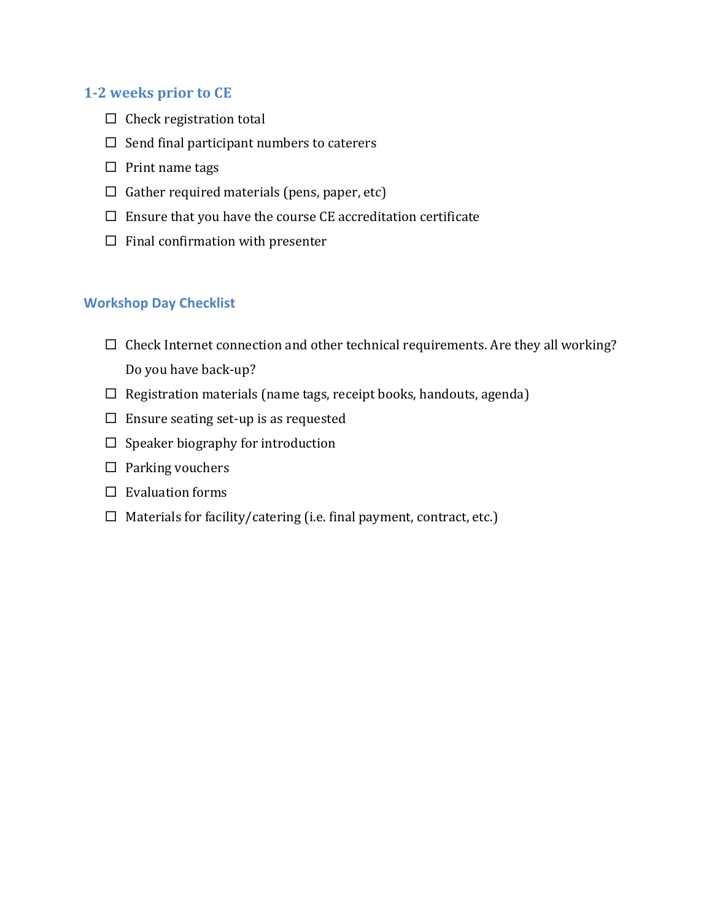## 1-2 weeks prior to CE

- ☐ Check registration total
- ☐ Send final participant numbers to caterers
- ☐ Print name tags
- ☐ Gather required materials (pens, paper, etc)
- ☐ Ensure that you have the course CE accreditation certificate
- ☐ Final confirmation with presenter

## Workshop Day Checklist

- ☐ Check Internet connection and other technical requirements. Are they all working? Do you have back-up?
- ☐ Registration materials (name tags, receipt books, handouts, agenda)
- ☐ Ensure seating set-up is as requested
- ☐ Speaker biography for introduction
- ☐ Parking vouchers
- ☐ Evaluation forms
- ☐ Materials for facility/catering (i.e. final payment, contract, etc.)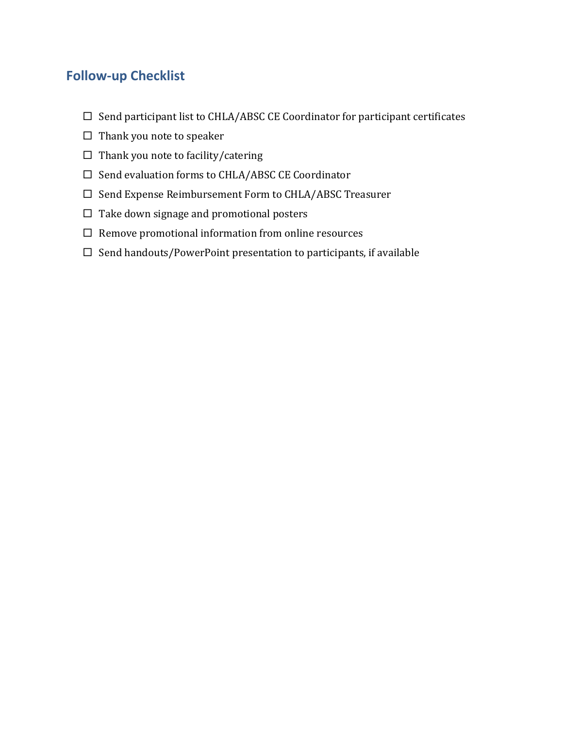## Follow-up Checklist

- ☐ Send participant list to CHLA/ABSC CE Coordinator for participant certificates
- ☐ Thank you note to speaker
- ☐ Thank you note to facility/catering
- ☐ Send evaluation forms to CHLA/ABSC CE Coordinator
- ☐ Send Expense Reimbursement Form to CHLA/ABSC Treasurer
- ☐ Take down signage and promotional posters
- ☐ Remove promotional information from online resources
- ☐ Send handouts/PowerPoint presentation to participants, if available